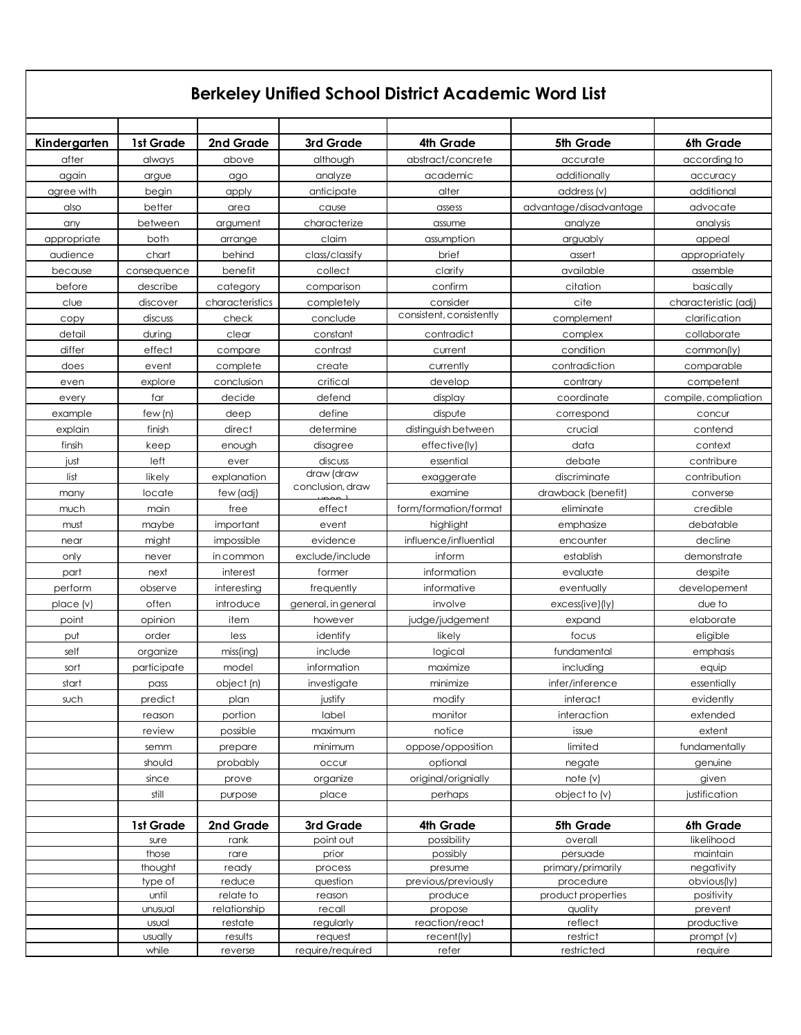# Berkeley Unified School District Academic Word List

| Kindergarten | 1st Grade | 2nd Grade | 3rd Grade | 4th Grade | 5th Grade | 6th Grade |
|---|---|---|---|---|---|---|
| after | always | above | although | abstract/concrete | accurate | according to |
| again | argue | ago | analyze | academic | additionally | accuracy |
| agree with | begin | apply | anticipate | alter | address (v) | additional |
| also | better | area | cause | assess | advantage/disadvantage | advocate |
| any | between | argument | characterize | assume | analyze | analysis |
| appropriate | both | arrange | claim | assumption | arguably | appeal |
| audience | chart | behind | class/classify | brief | assert | appropriately |
| because | consequence | benefit | collect | clarify | available | assemble |
| before | describe | category | comparison | confirm | citation | basically |
| clue | discover | characteristics | completely | consider | cite | characteristic (adj) |
| copy | discuss | check | conclude | consistent, consistently | complement | clarification |
| detail | during | clear | constant | contradict | complex | collaborate |
| differ | effect | compare | contrast | current | condition | common(ly) |
| does | event | complete | create | currently | contradiction | comparable |
| even | explore | conclusion | critical | develop | contrary | competent |
| every | far | decide | defend | display | coordinate | compile, compliation |
| example | few (n) | deep | define | dispute | correspond | concur |
| explain | finish | direct | determine | distinguish between | crucial | contend |
| finsih | keep | enough | disagree | effective(ly) | data | context |
| just | left | ever | discuss | essential | debate | contribure |
| list | likely | explanation | draw (draw conclusion, draw upon) | exaggerate | discriminate | contribution |
| many | locate | few (adj) | | examine | drawback (benefit) | converse |
| much | main | free | effect | form/formation/format | eliminate | credible |
| must | maybe | important | event | highlight | emphasize | debatable |
| near | might | impossible | evidence | influence/influential | encounter | decline |
| only | never | in common | exclude/include | inform | establish | demonstrate |
| part | next | interest | former | information | evaluate | despite |
| perform | observe | interesting | frequently | informative | eventually | developement |
| place (v) | often | introduce | general, in general | involve | excess(ive)(ly) | due to |
| point | opinion | item | however | judge/judgement | expand | elaborate |
| put | order | less | identify | likely | focus | eligible |
| self | organize | miss(ing) | include | logical | fundamental | emphasis |
| sort | participate | model | information | maximize | including | equip |
| start | pass | object (n) | investigate | minimize | infer/inference | essentially |
| such | predict | plan | justify | modify | interact | evidently |
| | reason | portion | label | monitor | interaction | extended |
| | review | possible | maximum | notice | issue | extent |
| | semm | prepare | minimum | oppose/opposition | limited | fundamentally |
| | should | probably | occur | optional | negate | genuine |
| | since | prove | organize | original/orignially | note (v) | given |
| | still | purpose | place | perhaps | object to (v) | justification |
| | | | | | | |
| | **1st Grade** | **2nd Grade** | **3rd Grade** | **4th Grade** | **5th Grade** | **6th Grade** |
| | sure | rank | point out | possibility | overall | likelihood |
| | those | rare | prior | possibly | persuade | maintain |
| | thought | ready | process | presume | primary/primarily | negativity |
| | type of | reduce | question | previous/previously | procedure | obvious(ly) |
| | until | relate to | reason | produce | product properties | positivity |
| | unusual | relationship | recall | propose | quality | prevent |
| | usual | restate | regularly | reaction/react | reflect | productive |
| | usually | results | request | recent(ly) | restrict | prompt (v) |
| | while | reverse | require/required | refer | restricted | require |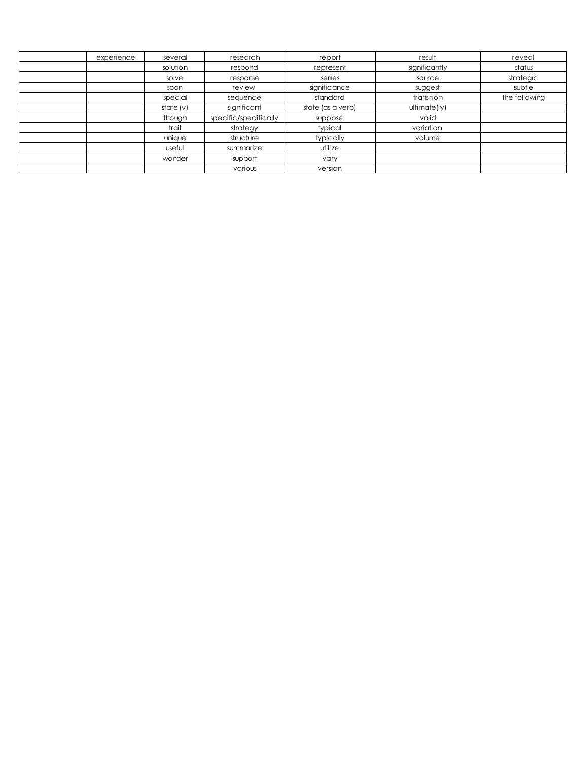| | | | | | | | |
|---|---|---|---|---|---|---|---|
| | experience | several | research | report | result | reveal |
| | | solution | respond | represent | significantly | status |
| | | solve | response | series | source | strategic |
| | | soon | review | significance | suggest | subtle |
| | | special | sequence | standard | transition | the following |
| | | state (v) | significant | state (as a verb) | ultimate(ly) | |
| | | though | specific/specifically | suppose | valid | |
| | | trait | strategy | typical | variation | |
| | | unique | structure | typically | volume | |
| | | useful | summarize | utilize | | |
| | | wonder | support | vary | | |
| | | | various | version | | |